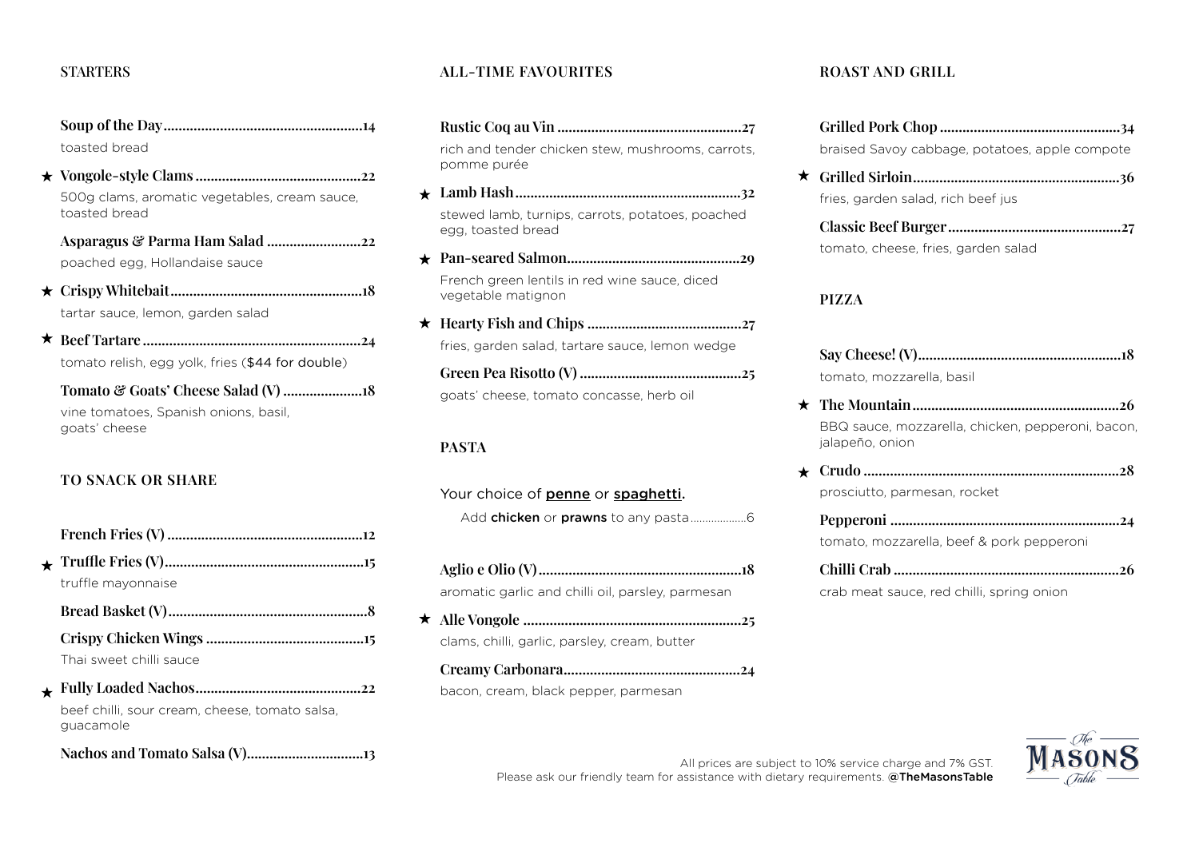## STARTERS

**Soup of the Day** .......... 14
toasted bread

★ **Vongole-style Clams** .......... 22
500g clams, aromatic vegetables, cream sauce, toasted bread

**Asparagus & Parma Ham Salad** .......... 22
poached egg, Hollandaise sauce

★ **Crispy Whitebait** .......... 18
tartar sauce, lemon, garden salad

★ **Beef Tartare** .......... 24
tomato relish, egg yolk, fries ($44 for double)

**Tomato & Goats' Cheese Salad (V)** .......... 18
vine tomatoes, Spanish onions, basil, goats' cheese

## TO SNACK OR SHARE

**French Fries (V)** .......... 12

★ **Truffle Fries (V)** .......... 15
truffle mayonnaise

**Bread Basket (V)** .......... 8

**Crispy Chicken Wings** .......... 15
Thai sweet chilli sauce

★ **Fully Loaded Nachos** .......... 22
beef chilli, sour cream, cheese, tomato salsa, guacamole

**Nachos and Tomato Salsa (V)** .......... 13

## ALL-TIME FAVOURITES

**Rustic Coq au Vin** .......... 27
rich and tender chicken stew, mushrooms, carrots, pomme purée

★ **Lamb Hash** .......... 32
stewed lamb, turnips, carrots, potatoes, poached egg, toasted bread

★ **Pan-seared Salmon** .......... 29
French green lentils in red wine sauce, diced vegetable matignon

★ **Hearty Fish and Chips** .......... 27
fries, garden salad, tartare sauce, lemon wedge

**Green Pea Risotto (V)** .......... 25
goats' cheese, tomato concasse, herb oil

## PASTA

Your choice of penne or spaghetti.

Add **chicken** or **prawns** to any pasta .......... 6

**Aglio e Olio (V)** .......... 18
aromatic garlic and chilli oil, parsley, parmesan

★ **Alle Vongole** .......... 25
clams, chilli, garlic, parsley, cream, butter

**Creamy Carbonara** .......... 24
bacon, cream, black pepper, parmesan

## ROAST AND GRILL

**Grilled Pork Chop** .......... 34
braised Savoy cabbage, potatoes, apple compote

★ **Grilled Sirloin** .......... 36
fries, garden salad, rich beef jus

**Classic Beef Burger** .......... 27
tomato, cheese, fries, garden salad

## PIZZA

**Say Cheese! (V)** .......... 18
tomato, mozzarella, basil

★ **The Mountain** .......... 26
BBQ sauce, mozzarella, chicken, pepperoni, bacon, jalapeño, onion

★ **Crudo** .......... 28
prosciutto, parmesan, rocket

**Pepperoni** .......... 24
tomato, mozzarella, beef & pork pepperoni

**Chilli Crab** .......... 26
crab meat sauce, red chilli, spring onion

All prices are subject to 10% service charge and 7% GST.
Please ask our friendly team for assistance with dietary requirements. **@TheMasonsTable**

The Masons Table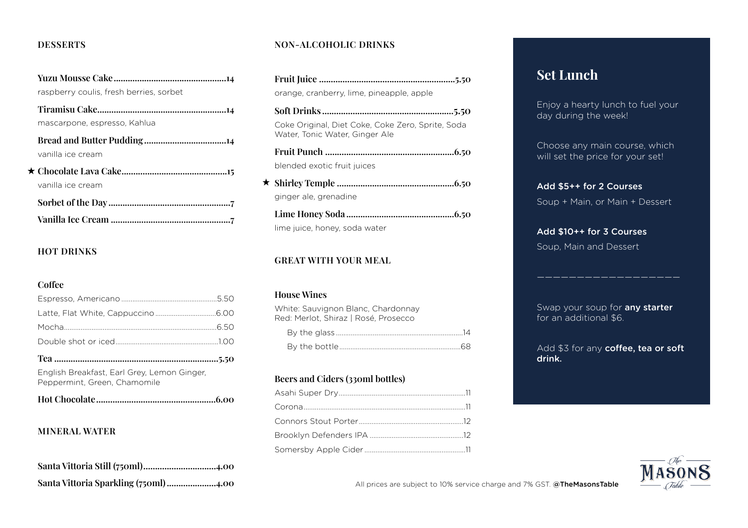## DESSERTS

**Yuzu Mousse Cake** ........ 14
raspberry coulis, fresh berries, sorbet

**Tiramisu Cake** ........ 14
mascarpone, espresso, Kahlua

**Bread and Butter Pudding** ........ 14
vanilla ice cream

★ **Chocolate Lava Cake** ........ 15
vanilla ice cream

**Sorbet of the Day** ........ 7

**Vanilla Ice Cream** ........ 7

## HOT DRINKS

### Coffee

Espresso, Americano ........ 5.50
Latte, Flat White, Cappuccino ........ 6.00
Mocha ........ 6.50
Double shot or iced ........ 1.00

**Tea** ........ 5.50
English Breakfast, Earl Grey, Lemon Ginger, Peppermint, Green, Chamomile

**Hot Chocolate** ........ 6.00

## MINERAL WATER

**Santa Vittoria Still (750ml)** ........ 4.00

**Santa Vittoria Sparkling (750ml)** ........ 4.00

## NON-ALCOHOLIC DRINKS

**Fruit Juice** ........ 5.50
orange, cranberry, lime, pineapple, apple

**Soft Drinks** ........ 5.50
Coke Original, Diet Coke, Coke Zero, Sprite, Soda Water, Tonic Water, Ginger Ale

**Fruit Punch** ........ 6.50
blended exotic fruit juices

★ **Shirley Temple** ........ 6.50
ginger ale, grenadine

**Lime Honey Soda** ........ 6.50
lime juice, honey, soda water

## GREAT WITH YOUR MEAL

### House Wines

White: Sauvignon Blanc, Chardonnay
Red: Merlot, Shiraz | Rosé, Prosecco

By the glass ........ 14
By the bottle ........ 68

### Beers and Ciders (330ml bottles)

Asahi Super Dry ........ 11
Corona ........ 11
Connors Stout Porter ........ 12
Brooklyn Defenders IPA ........ 12
Somersby Apple Cider ........ 11

## Set Lunch

Enjoy a hearty lunch to fuel your day during the week!

Choose any main course, which will set the price for your set!

**Add $5++ for 2 Courses**
Soup + Main, or Main + Dessert

**Add $10++ for 3 Courses**
Soup, Main and Dessert

---

Swap your soup for **any starter** for an additional $6.

Add $3 for any **coffee, tea or soft drink.**

All prices are subject to 10% service charge and 7% GST. **@TheMasonsTable**

The Masons Table